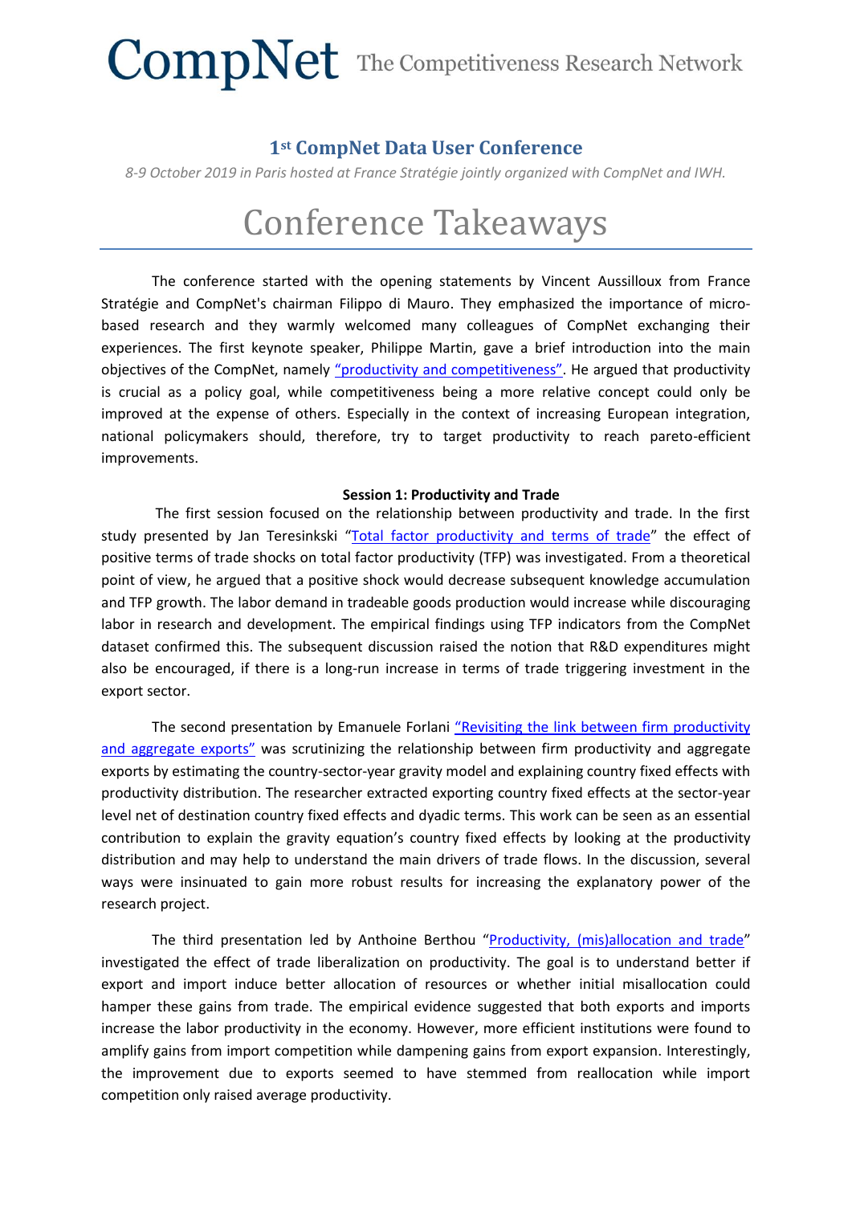# CompNet The Competitiveness Research Network

## 1st CompNet Data User Conference

*8-9 October 2019 in Paris hosted at France Stratégie jointly organized with CompNet and IWH.*

# Conference Takeaways

The conference started with the opening statements by Vincent Aussilloux from France Stratégie and CompNet's chairman Filippo di Mauro. They emphasized the importance of micro-based research and they warmly welcomed many colleagues of CompNet exchanging their experiences. The first keynote speaker, Philippe Martin, gave a brief introduction into the main objectives of the CompNet, namely "productivity and competitiveness". He argued that productivity is crucial as a policy goal, while competitiveness being a more relative concept could only be improved at the expense of others. Especially in the context of increasing European integration, national policymakers should, therefore, try to target productivity to reach pareto-efficient improvements.

**Session 1: Productivity and Trade**

The first session focused on the relationship between productivity and trade. In the first study presented by Jan Teresinkski "Total factor productivity and terms of trade" the effect of positive terms of trade shocks on total factor productivity (TFP) was investigated. From a theoretical point of view, he argued that a positive shock would decrease subsequent knowledge accumulation and TFP growth. The labor demand in tradeable goods production would increase while discouraging labor in research and development. The empirical findings using TFP indicators from the CompNet dataset confirmed this. The subsequent discussion raised the notion that R&D expenditures might also be encouraged, if there is a long-run increase in terms of trade triggering investment in the export sector.

The second presentation by Emanuele Forlani "Revisiting the link between firm productivity and aggregate exports" was scrutinizing the relationship between firm productivity and aggregate exports by estimating the country-sector-year gravity model and explaining country fixed effects with productivity distribution. The researcher extracted exporting country fixed effects at the sector-year level net of destination country fixed effects and dyadic terms. This work can be seen as an essential contribution to explain the gravity equation's country fixed effects by looking at the productivity distribution and may help to understand the main drivers of trade flows. In the discussion, several ways were insinuated to gain more robust results for increasing the explanatory power of the research project.

The third presentation led by Anthoine Berthou "Productivity, (mis)allocation and trade" investigated the effect of trade liberalization on productivity. The goal is to understand better if export and import induce better allocation of resources or whether initial misallocation could hamper these gains from trade. The empirical evidence suggested that both exports and imports increase the labor productivity in the economy. However, more efficient institutions were found to amplify gains from import competition while dampening gains from export expansion. Interestingly, the improvement due to exports seemed to have stemmed from reallocation while import competition only raised average productivity.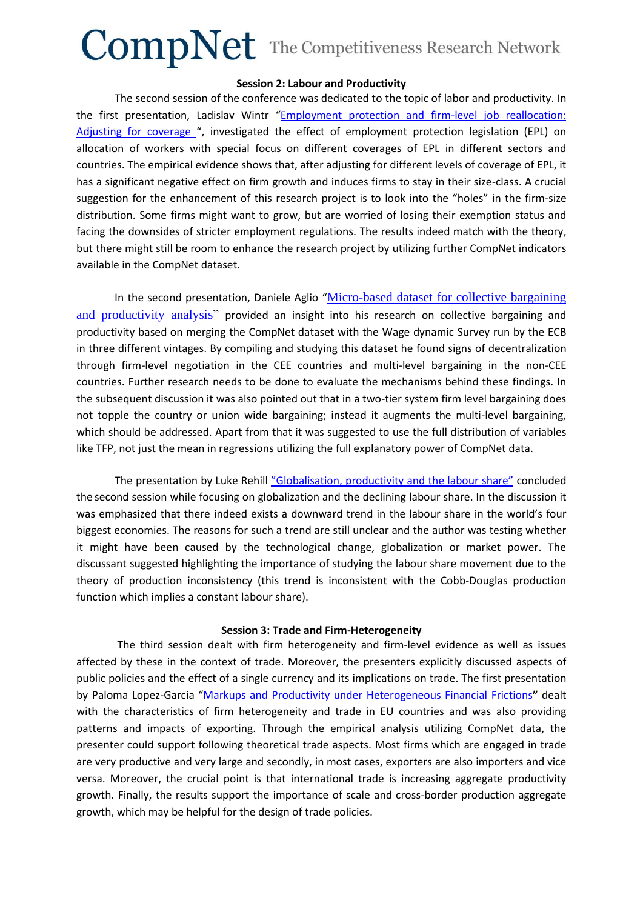### Session 2: Labour and Productivity

The second session of the conference was dedicated to the topic of labor and productivity. In the first presentation, Ladislav Wintr "[Employment protection and firm-level job reallocation: Adjusting for coverage]", investigated the effect of employment protection legislation (EPL) on allocation of workers with special focus on different coverages of EPL in different sectors and countries. The empirical evidence shows that, after adjusting for different levels of coverage of EPL, it has a significant negative effect on firm growth and induces firms to stay in their size-class. A crucial suggestion for the enhancement of this research project is to look into the "holes" in the firm-size distribution. Some firms might want to grow, but are worried of losing their exemption status and facing the downsides of stricter employment regulations. The results indeed match with the theory, but there might still be room to enhance the research project by utilizing further CompNet indicators available in the CompNet dataset.

In the second presentation, Daniele Aglio "[Micro-based dataset for collective bargaining and productivity analysis]" provided an insight into his research on collective bargaining and productivity based on merging the CompNet dataset with the Wage dynamic Survey run by the ECB in three different vintages. By compiling and studying this dataset he found signs of decentralization through firm-level negotiation in the CEE countries and multi-level bargaining in the non-CEE countries. Further research needs to be done to evaluate the mechanisms behind these findings. In the subsequent discussion it was also pointed out that in a two-tier system firm level bargaining does not topple the country or union wide bargaining; instead it augments the multi-level bargaining, which should be addressed. Apart from that it was suggested to use the full distribution of variables like TFP, not just the mean in regressions utilizing the full explanatory power of CompNet data.

The presentation by Luke Rehill ["Globalisation, productivity and the labour share"] concluded the second session while focusing on globalization and the declining labour share. In the discussion it was emphasized that there indeed exists a downward trend in the labour share in the world's four biggest economies. The reasons for such a trend are still unclear and the author was testing whether it might have been caused by the technological change, globalization or market power. The discussant suggested highlighting the importance of studying the labour share movement due to the theory of production inconsistency (this trend is inconsistent with the Cobb-Douglas production function which implies a constant labour share).

### Session 3: Trade and Firm-Heterogeneity

The third session dealt with firm heterogeneity and firm-level evidence as well as issues affected by these in the context of trade. Moreover, the presenters explicitly discussed aspects of public policies and the effect of a single currency and its implications on trade. The first presentation by Paloma Lopez-Garcia "[Markups and Productivity under Heterogeneous Financial Frictions]**"** dealt with the characteristics of firm heterogeneity and trade in EU countries and was also providing patterns and impacts of exporting. Through the empirical analysis utilizing CompNet data, the presenter could support following theoretical trade aspects. Most firms which are engaged in trade are very productive and very large and secondly, in most cases, exporters are also importers and vice versa. Moreover, the crucial point is that international trade is increasing aggregate productivity growth. Finally, the results support the importance of scale and cross-border production aggregate growth, which may be helpful for the design of trade policies.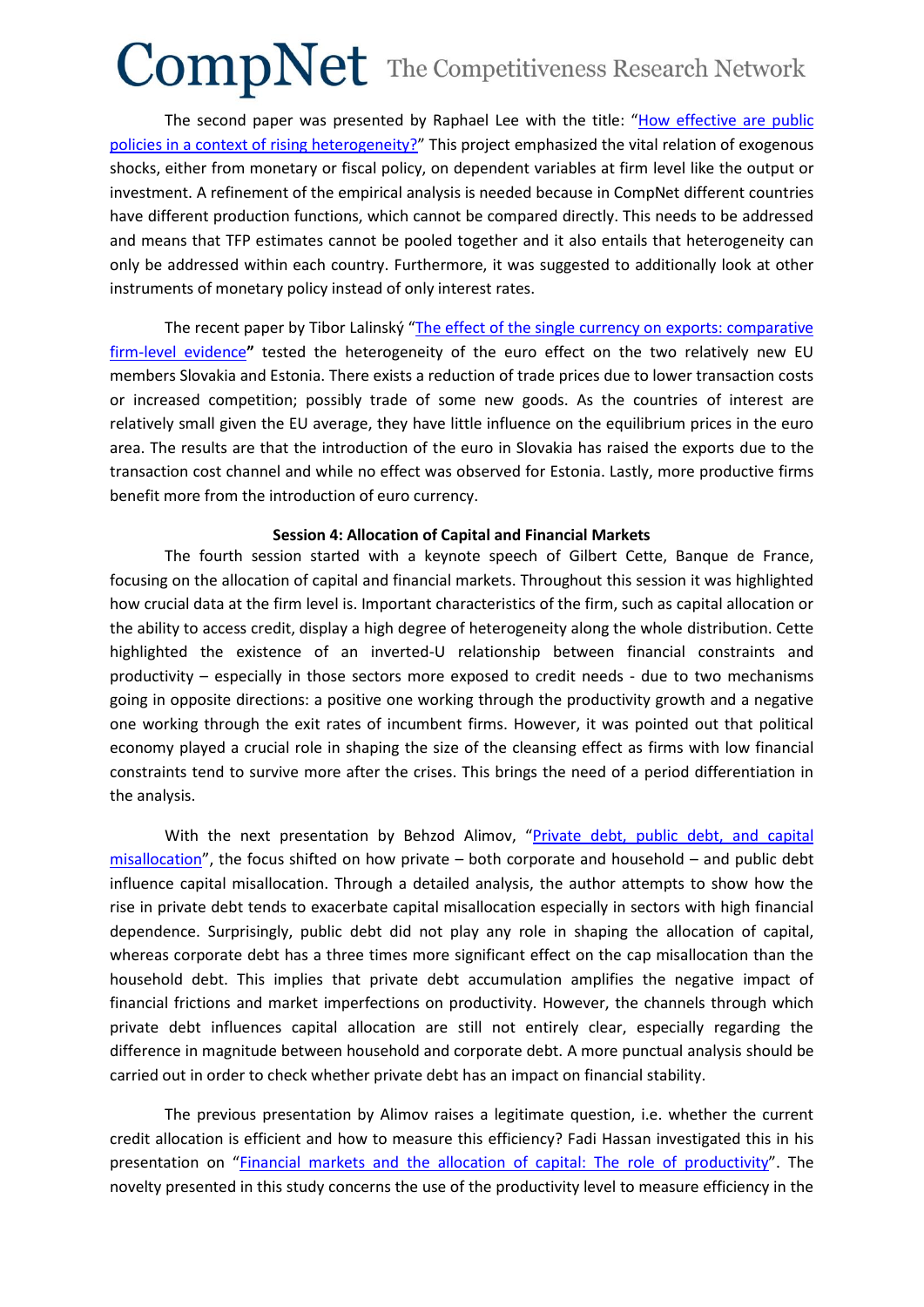The second paper was presented by Raphael Lee with the title: "[How effective are public policies in a context of rising heterogeneity?]" This project emphasized the vital relation of exogenous shocks, either from monetary or fiscal policy, on dependent variables at firm level like the output or investment. A refinement of the empirical analysis is needed because in CompNet different countries have different production functions, which cannot be compared directly. This needs to be addressed and means that TFP estimates cannot be pooled together and it also entails that heterogeneity can only be addressed within each country. Furthermore, it was suggested to additionally look at other instruments of monetary policy instead of only interest rates.

The recent paper by Tibor Lalinský "[The effect of the single currency on exports: comparative firm-level evidence]**"** tested the heterogeneity of the euro effect on the two relatively new EU members Slovakia and Estonia. There exists a reduction of trade prices due to lower transaction costs or increased competition; possibly trade of some new goods. As the countries of interest are relatively small given the EU average, they have little influence on the equilibrium prices in the euro area. The results are that the introduction of the euro in Slovakia has raised the exports due to the transaction cost channel and while no effect was observed for Estonia. Lastly, more productive firms benefit more from the introduction of euro currency.

**Session 4: Allocation of Capital and Financial Markets**

The fourth session started with a keynote speech of Gilbert Cette, Banque de France, focusing on the allocation of capital and financial markets. Throughout this session it was highlighted how crucial data at the firm level is. Important characteristics of the firm, such as capital allocation or the ability to access credit, display a high degree of heterogeneity along the whole distribution. Cette highlighted the existence of an inverted-U relationship between financial constraints and productivity – especially in those sectors more exposed to credit needs - due to two mechanisms going in opposite directions: a positive one working through the productivity growth and a negative one working through the exit rates of incumbent firms. However, it was pointed out that political economy played a crucial role in shaping the size of the cleansing effect as firms with low financial constraints tend to survive more after the crises. This brings the need of a period differentiation in the analysis.

With the next presentation by Behzod Alimov, "[Private debt, public debt, and capital misallocation]", the focus shifted on how private – both corporate and household – and public debt influence capital misallocation. Through a detailed analysis, the author attempts to show how the rise in private debt tends to exacerbate capital misallocation especially in sectors with high financial dependence. Surprisingly, public debt did not play any role in shaping the allocation of capital, whereas corporate debt has a three times more significant effect on the cap misallocation than the household debt. This implies that private debt accumulation amplifies the negative impact of financial frictions and market imperfections on productivity. However, the channels through which private debt influences capital allocation are still not entirely clear, especially regarding the difference in magnitude between household and corporate debt. A more punctual analysis should be carried out in order to check whether private debt has an impact on financial stability.

The previous presentation by Alimov raises a legitimate question, i.e. whether the current credit allocation is efficient and how to measure this efficiency? Fadi Hassan investigated this in his presentation on "[Financial markets and the allocation of capital: The role of productivity]". The novelty presented in this study concerns the use of the productivity level to measure efficiency in the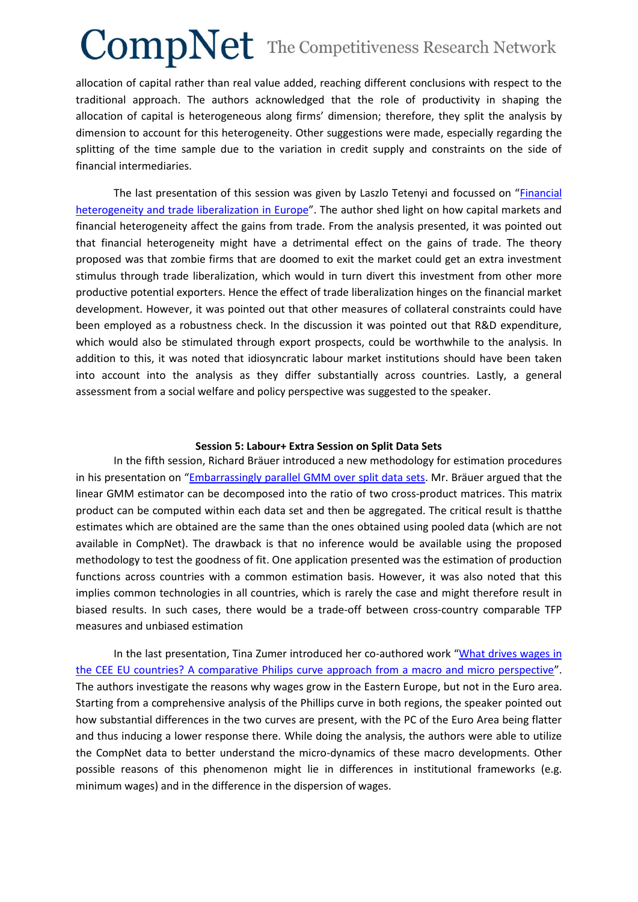allocation of capital rather than real value added, reaching different conclusions with respect to the traditional approach. The authors acknowledged that the role of productivity in shaping the allocation of capital is heterogeneous along firms' dimension; therefore, they split the analysis by dimension to account for this heterogeneity. Other suggestions were made, especially regarding the splitting of the time sample due to the variation in credit supply and constraints on the side of financial intermediaries.

The last presentation of this session was given by Laszlo Tetenyi and focussed on "Financial heterogeneity and trade liberalization in Europe". The author shed light on how capital markets and financial heterogeneity affect the gains from trade. From the analysis presented, it was pointed out that financial heterogeneity might have a detrimental effect on the gains of trade. The theory proposed was that zombie firms that are doomed to exit the market could get an extra investment stimulus through trade liberalization, which would in turn divert this investment from other more productive potential exporters. Hence the effect of trade liberalization hinges on the financial market development. However, it was pointed out that other measures of collateral constraints could have been employed as a robustness check. In the discussion it was pointed out that R&D expenditure, which would also be stimulated through export prospects, could be worthwhile to the analysis. In addition to this, it was noted that idiosyncratic labour market institutions should have been taken into account into the analysis as they differ substantially across countries. Lastly, a general assessment from a social welfare and policy perspective was suggested to the speaker.

**Session 5: Labour+ Extra Session on Split Data Sets**

In the fifth session, Richard Bräuer introduced a new methodology for estimation procedures in his presentation on "Embarrassingly parallel GMM over split data sets. Mr. Bräuer argued that the linear GMM estimator can be decomposed into the ratio of two cross-product matrices. This matrix product can be computed within each data set and then be aggregated. The critical result is thatthe estimates which are obtained are the same than the ones obtained using pooled data (which are not available in CompNet). The drawback is that no inference would be available using the proposed methodology to test the goodness of fit. One application presented was the estimation of production functions across countries with a common estimation basis. However, it was also noted that this implies common technologies in all countries, which is rarely the case and might therefore result in biased results. In such cases, there would be a trade-off between cross-country comparable TFP measures and unbiased estimation

In the last presentation, Tina Zumer introduced her co-authored work "What drives wages in the CEE EU countries? A comparative Philips curve approach from a macro and micro perspective". The authors investigate the reasons why wages grow in the Eastern Europe, but not in the Euro area. Starting from a comprehensive analysis of the Phillips curve in both regions, the speaker pointed out how substantial differences in the two curves are present, with the PC of the Euro Area being flatter and thus inducing a lower response there. While doing the analysis, the authors were able to utilize the CompNet data to better understand the micro-dynamics of these macro developments. Other possible reasons of this phenomenon might lie in differences in institutional frameworks (e.g. minimum wages) and in the difference in the dispersion of wages.